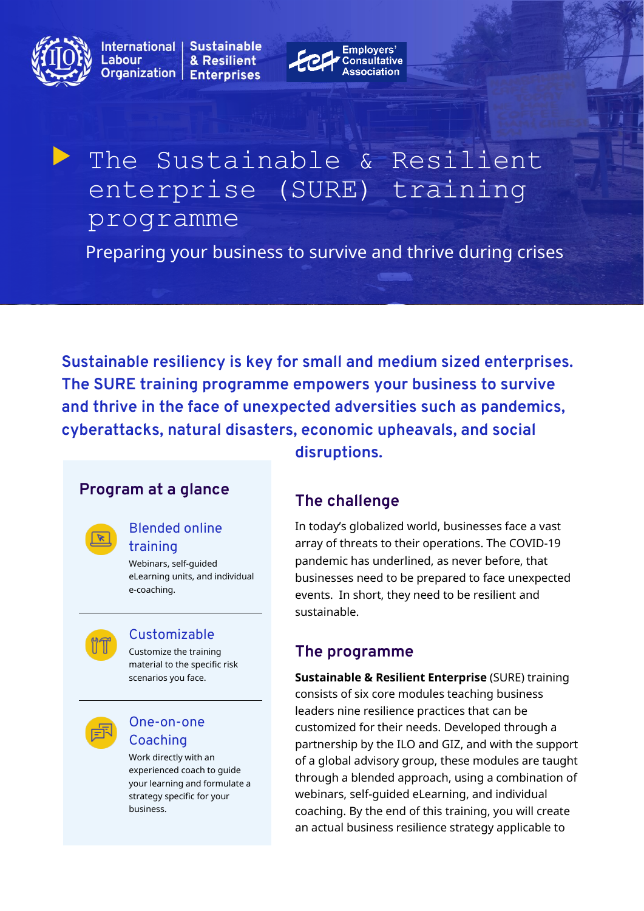International Labour Organization | Sustainable & Resilient Enterprises

Employers' Consultative Association

# The Sustainable & Resilient enterprise (SURE) training programme

Preparing your business to survive and thrive during crises

**Sustainable resiliency is key for small and medium sized enterprises. The SURE training programme empowers your business to survive and thrive in the face of unexpected adversities such as pandemics, cyberattacks, natural disasters, economic upheavals, and social disruptions.**

## Program at a glance

### Blended online training

Webinars, self-guided eLearning units, and individual e-coaching.

### Customizable

Customize the training material to the specific risk scenarios you face.

### One-on-one Coaching

Work directly with an experienced coach to guide your learning and formulate a strategy specific for your business.

## The challenge

In today's globalized world, businesses face a vast array of threats to their operations. The COVID-19 pandemic has underlined, as never before, that businesses need to be prepared to face unexpected events. In short, they need to be resilient and sustainable.

## The programme

**Sustainable & Resilient Enterprise** (SURE) training consists of six core modules teaching business leaders nine resilience practices that can be customized for their needs. Developed through a partnership by the ILO and GIZ, and with the support of a global advisory group, these modules are taught through a blended approach, using a combination of webinars, self-guided eLearning, and individual coaching. By the end of this training, you will create an actual business resilience strategy applicable to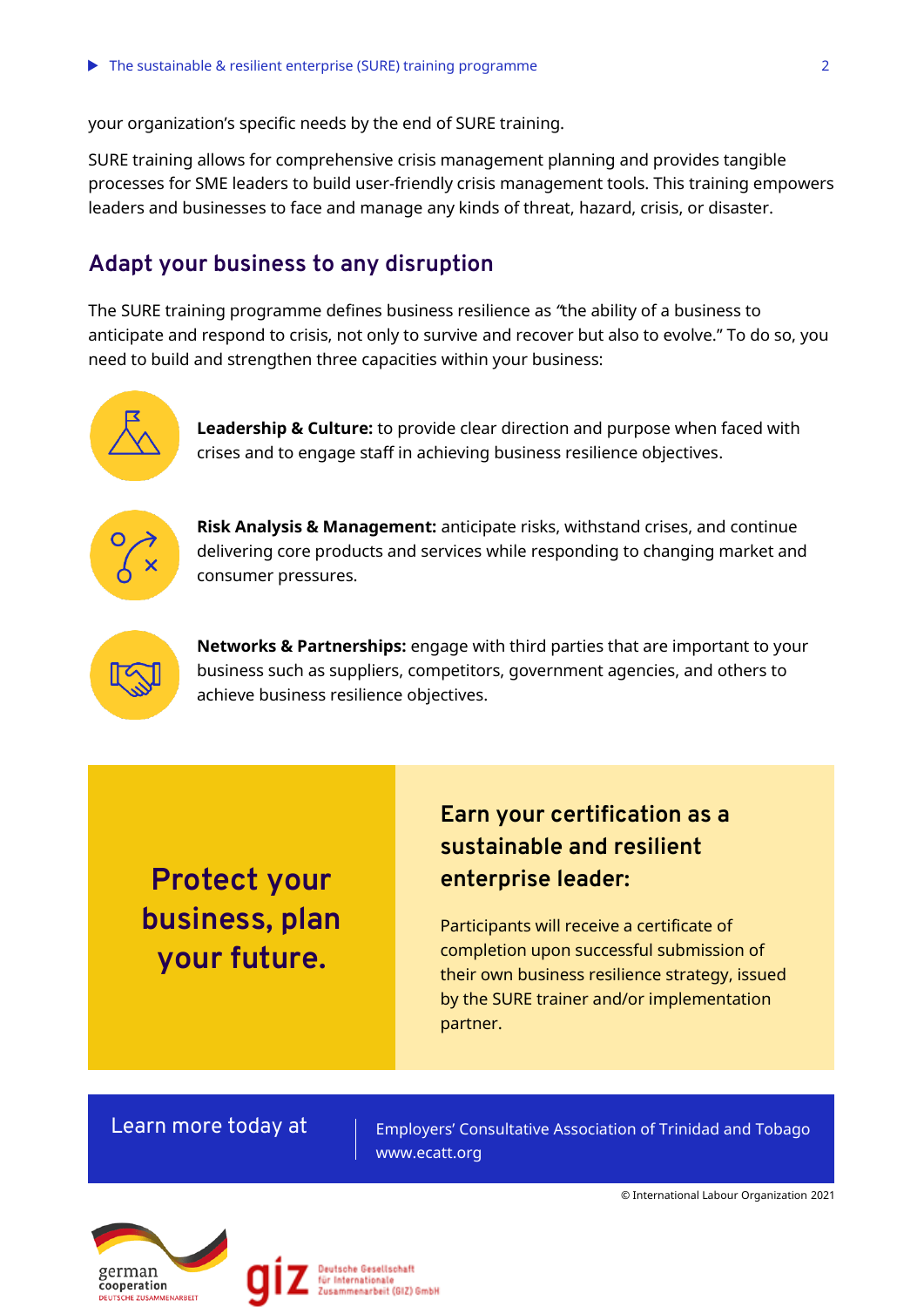your organization's specific needs by the end of SURE training.

SURE training allows for comprehensive crisis management planning and provides tangible processes for SME leaders to build user-friendly crisis management tools. This training empowers leaders and businesses to face and manage any kinds of threat, hazard, crisis, or disaster.

## Adapt your business to any disruption

The SURE training programme defines business resilience as "the ability of a business to anticipate and respond to crisis, not only to survive and recover but also to evolve." To do so, you need to build and strengthen three capacities within your business:

**Leadership & Culture:** to provide clear direction and purpose when faced with crises and to engage staff in achieving business resilience objectives.

**Risk Analysis & Management:** anticipate risks, withstand crises, and continue delivering core products and services while responding to changing market and consumer pressures.

**Networks & Partnerships:** engage with third parties that are important to your business such as suppliers, competitors, government agencies, and others to achieve business resilience objectives.

## Protect your business, plan your future.

### Earn your certification as a sustainable and resilient enterprise leader:

Participants will receive a certificate of completion upon successful submission of their own business resilience strategy, issued by the SURE trainer and/or implementation partner.

Learn more today at

Employers' Consultative Association of Trinidad and Tobago
www.ecatt.org

© International Labour Organization 2021

german cooperation
DEUTSCHE ZUSAMMENARBEIT

giz Deutsche Gesellschaft für Internationale Zusammenarbeit (GIZ) GmbH